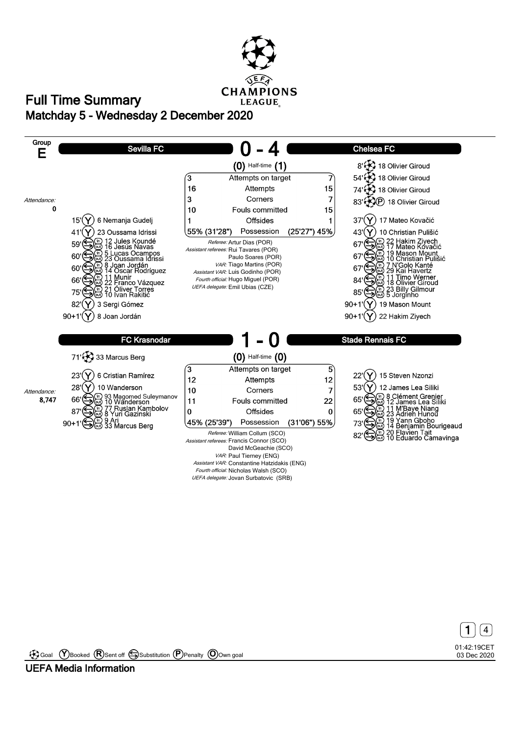# Full Time Summary

## Matchday 5 - Wednesday 2 December 2020

**Group E**

## Sevilla FC 0 - 4 Chelsea FC

(0) Half-time (1)

Attendance: 0

**Sevilla FC**

- 15' (Y) 6 Nemanja Gudelj
- 41' (Y) 23 Oussama Idrissi
- 59' Substitution: in 12 Jules Koundé, out 16 Jesús Navas
- 60' Substitution: in 5 Lucas Ocampos, out 23 Oussama Idrissi
- 60' Substitution: in 8 Joan Jordán, out 14 Óscar Rodríguez
- 66' Substitution: in 11 Munir, out 22 Franco Vázquez
- 75' Substitution: in 21 Oliver Torres, out 10 Ivan Rakitić
- 82' (Y) 3 Sergi Gómez
- 90+1' (Y) 8 Joan Jordán

**Chelsea FC**

- 8' Goal 18 Olivier Giroud
- 54' Goal 18 Olivier Giroud
- 74' Goal 18 Olivier Giroud
- 83' Goal (P) 18 Olivier Giroud
- 37' (Y) 17 Mateo Kovačić
- 43' (Y) 10 Christian Pulišić
- 67' Substitution: in 22 Hakim Ziyech, out 17 Mateo Kovačić
- 67' Substitution: in 19 Mason Mount, out 10 Christian Pulišić
- 67' Substitution: in 7 N'Golo Kanté, out 29 Kai Havertz
- 84' Substitution: in 11 Timo Werner, out 18 Olivier Giroud
- 85' Substitution: in 23 Billy Gilmour, out 5 Jorginho
- 90+1' (Y) 19 Mason Mount
- 90+1' (Y) 22 Hakim Ziyech

| Sevilla FC | | Chelsea FC |
|---|---|---|
| 3 | Attempts on target | 7 |
| 16 | Attempts | 15 |
| 3 | Corners | 7 |
| 10 | Fouls committed | 15 |
| 1 | Offsides | 1 |
| 55% (31'28") | Possession | (25'27") 45% |

*Referee:* Artur Dias (POR)
*Assistant referees:* Rui Tavares (POR), Paulo Soares (POR)
*VAR:* Tiago Martins (POR)
*Assistant VAR:* Luis Godinho (POR)
*Fourth official:* Hugo Miguel (POR)
*UEFA delegate:* Emil Ubias (CZE)

## FC Krasnodar 1 - 0 Stade Rennais FC

(0) Half-time (0)

Attendance: 8,747

**FC Krasnodar**

- 71' Goal 33 Marcus Berg
- 23' (Y) 6 Cristian Ramírez
- 28' (Y) 10 Wanderson
- 66' Substitution: in 93 Magomed Suleymanov, out 10 Wanderson
- 87' Substitution: in 77 Ruslan Kambolov, out 8 Yuri Gazinski
- 90+1' Substitution: in 9 Ari, out 33 Marcus Berg

**Stade Rennais FC**

- 22' (Y) 15 Steven Nzonzi
- 53' (Y) 12 James Lea Siliki
- 65' Substitution: in 8 Clément Grenier, out 12 James Lea Siliki
- 65' Substitution: in 11 M'Baye Niang, out 23 Adrien Hunou
- 73' Substitution: in 19 Yann Gboho, out 14 Benjamin Bourigeaud
- 82' Substitution: in 20 Flavien Tait, out 10 Eduardo Camavinga

| FC Krasnodar | | Stade Rennais FC |
|---|---|---|
| 3 | Attempts on target | 5 |
| 12 | Attempts | 12 |
| 10 | Corners | 7 |
| 11 | Fouls committed | 22 |
| 0 | Offsides | 0 |
| 45% (25'39") | Possession | (31'06") 55% |

*Referee:* William Collum (SCO)
*Assistant referees:* Francis Connor (SCO), David McGeachie (SCO)
*VAR:* Paul Tierney (ENG)
*Assistant VAR:* Constantine Hatzidakis (ENG)
*Fourth official:* Nicholas Walsh (SCO)
*UEFA delegate:* Jovan Surbatovic (SRB)

Goal (Y) Booked (R) Sent off Substitution (P) Penalty (O) Own goal

01:42:19CET 03 Dec 2020

UEFA Media Information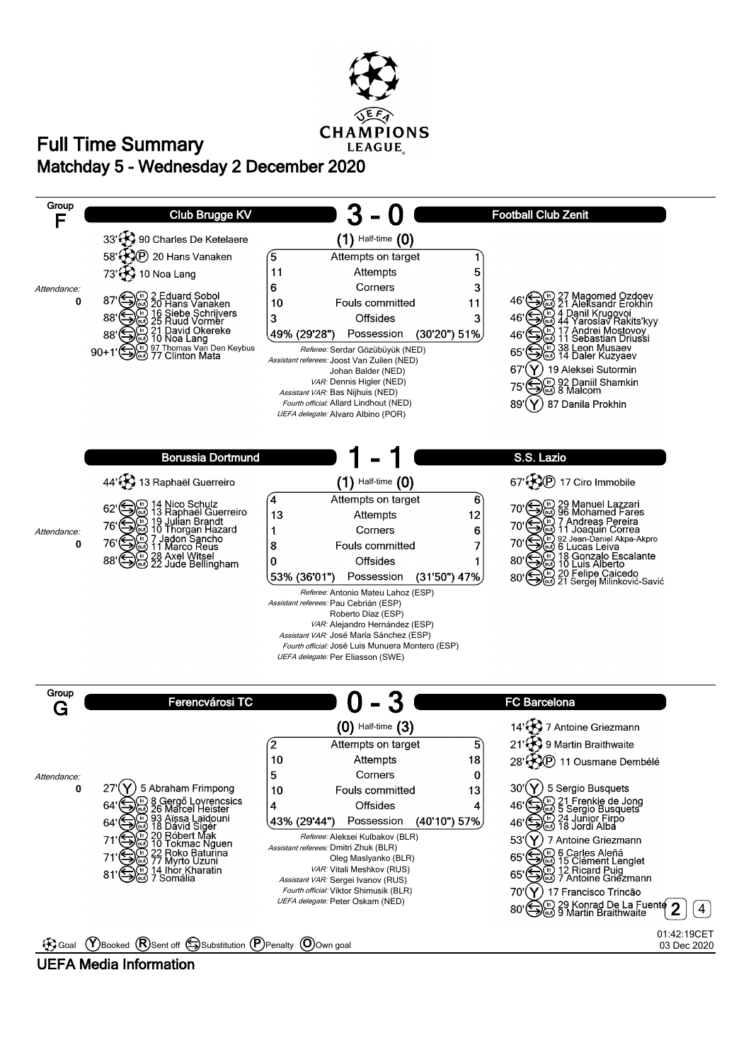# Full Time Summary

## Matchday 5 - Wednesday 2 December 2020

### Group F

## Club Brugge KV 3 - 0 Football Club Zenit

(1) Half-time (0)

Attendance: 0

**Club Brugge KV**

- 33' Goal: 90 Charles De Ketelaere
- 58' Goal (P): 20 Hans Vanaken
- 73' Goal: 10 Noa Lang
- 87' Substitution: in 2 Eduard Sobol, out 20 Hans Vanaken
- 88' Substitution: in 16 Siebe Schrijvers, out 25 Ruud Vormer
- 88' Substitution: in 21 David Okereke, out 10 Noa Lang
- 90+1' Substitution: in 97 Thomas Van Den Keybus, out 77 Clinton Mata

**Football Club Zenit**

- 46' Substitution: in 27 Magomed Ozdoev, out 21 Aleksandr Erokhin
- 46' Substitution: in 4 Danil Krugovoi, out 44 Yaroslav Rakits'kyy
- 46' Substitution: in 17 Andrei Mostovoy, out 11 Sebastian Driussi
- 65' Substitution: in 38 Leon Musaev, out 14 Daler Kuzyaev
- 67' Booked: 19 Aleksei Sutormin
- 75' Substitution: in 92 Daniil Shamkin, out 8 Malcom
- 89' Booked: 87 Danila Prokhin

| Club Brugge KV | | Football Club Zenit |
|---|---|---|
| 5 | Attempts on target | 1 |
| 11 | Attempts | 5 |
| 6 | Corners | 3 |
| 10 | Fouls committed | 11 |
| 3 | Offsides | 3 |
| 49% (29'28") | Possession | (30'20") 51% |

*Referee:* Serdar Gözübüyük (NED)
*Assistant referees:* Joost Van Zuilen (NED), Johan Balder (NED)
*VAR:* Dennis Higler (NED)
*Assistant VAR:* Bas Nijhuis (NED)
*Fourth official:* Allard Lindhout (NED)
*UEFA delegate:* Alvaro Albino (POR)

## Borussia Dortmund 1 - 1 S.S. Lazio

(1) Half-time (0)

Attendance: 0

**Borussia Dortmund**

- 44' Goal: 13 Raphaël Guerreiro
- 62' Substitution: in 14 Nico Schulz, out 13 Raphaël Guerreiro
- 76' Substitution: in 19 Julian Brandt, out 10 Thorgan Hazard
- 76' Substitution: in 7 Jadon Sancho, out 11 Marco Reus
- 88' Substitution: in 28 Axel Witsel, out 22 Jude Bellingham

**S.S. Lazio**

- 67' Goal (P): 17 Ciro Immobile
- 70' Substitution: in 29 Manuel Lazzari, out 96 Mohamed Fares
- 70' Substitution: in 7 Andreas Pereira, out 11 Joaquín Correa
- 70' Substitution: in 92 Jean-Daniel Akpa-Akpro, out 6 Lucas Leiva
- 80' Substitution: in 18 Gonzalo Escalante, out 10 Luis Alberto
- 80' Substitution: in 20 Felipe Caicedo, out 21 Sergej Milinković-Savić

| Borussia Dortmund | | S.S. Lazio |
|---|---|---|
| 4 | Attempts on target | 6 |
| 13 | Attempts | 12 |
| 1 | Corners | 6 |
| 8 | Fouls committed | 7 |
| 0 | Offsides | 1 |
| 53% (36'01") | Possession | (31'50") 47% |

*Referee:* Antonio Mateu Lahoz (ESP)
*Assistant referees:* Pau Cebrián (ESP), Roberto Díaz (ESP)
*VAR:* Alejandro Hernández (ESP)
*Assistant VAR:* José María Sánchez (ESP)
*Fourth official:* José Luis Munuera Montero (ESP)
*UEFA delegate:* Per Eliasson (SWE)

### Group G

## Ferencvárosi TC 0 - 3 FC Barcelona

(0) Half-time (3)

Attendance: 0

**Ferencvárosi TC**

- 27' Booked: 5 Abraham Frimpong
- 64' Substitution: in 8 Gergő Lovrencsics, out 26 Marcel Heister
- 64' Substitution: in 93 Aïssa Laïdouni, out 18 Dávid Sigér
- 71' Substitution: in 20 Róbert Mak, out 10 Tokmac Nguen
- 71' Substitution: in 22 Roko Baturina, out 77 Myrto Uzuni
- 81' Substitution: in 14 Ihor Kharatin, out 7 Somália

**FC Barcelona**

- 14' Goal: 7 Antoine Griezmann
- 21' Goal: 9 Martin Braithwaite
- 28' Goal (P): 11 Ousmane Dembélé
- 30' Booked: 5 Sergio Busquets
- 46' Substitution: in 21 Frenkie de Jong, out 5 Sergio Busquets
- 46' Substitution: in 24 Junior Firpo, out 18 Jordi Alba
- 53' Booked: 7 Antoine Griezmann
- 65' Substitution: in 6 Carles Aleñá, out 15 Clément Lenglet
- 65' Substitution: in 12 Ricard Puig, out 7 Antoine Griezmann
- 70' Booked: 17 Francisco Trincão
- 80' Substitution: in 29 Konrad De La Fuente, out 9 Martin Braithwaite

| Ferencvárosi TC | | FC Barcelona |
|---|---|---|
| 2 | Attempts on target | 5 |
| 10 | Attempts | 18 |
| 5 | Corners | 0 |
| 10 | Fouls committed | 13 |
| 4 | Offsides | 4 |
| 43% (29'44") | Possession | (40'10") 57% |

*Referee:* Aleksei Kulbakov (BLR)
*Assistant referees:* Dmitri Zhuk (BLR), Oleg Maslyanko (BLR)
*VAR:* Vitali Meshkov (RUS)
*Assistant VAR:* Sergei Ivanov (RUS)
*Fourth official:* Viktor Shimusik (BLR)
*UEFA delegate:* Peter Oskam (NED)

Legend: Goal, (Y) Booked, (R) Sent off, Substitution, (P) Penalty, (O) Own goal

01:42:19CET 03 Dec 2020

UEFA Media Information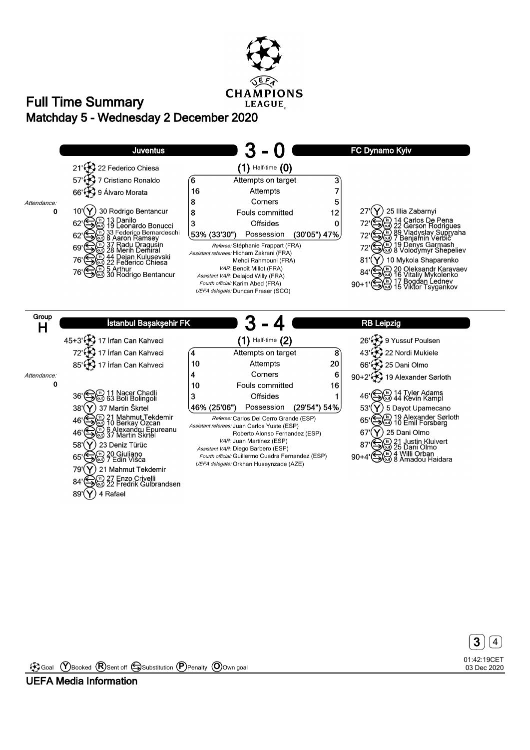# Full Time Summary

## Matchday 5 - Wednesday 2 December 2020

### Juventus 3 - 0 FC Dynamo Kyiv

Half-time: (1) - (0)

**Juventus**

- 21' Goal: 22 Federico Chiesa
- 57' Goal: 7 Cristiano Ronaldo
- 66' Goal: 9 Álvaro Morata
- 10' Booked: 30 Rodrigo Bentancur
- 62' Substitution: (in) 13 Danilo, (out) 19 Leonardo Bonucci
- 62' Substitution: (in) 33 Federico Bernardeschi, (out) 8 Aaron Ramsey
- 69' Substitution: (in) 37 Radu Dragusin, (out) 28 Merih Demiral
- 76' Substitution: (in) 44 Dejan Kulusevski, (out) 22 Federico Chiesa
- 76' Substitution: (in) 5 Arthur, (out) 30 Rodrigo Bentancur

Attendance: 0

**FC Dynamo Kyiv**

- 27' Booked: 25 Illia Zabarnyi
- 72' Substitution: (in) 14 Carlos De Pena, (out) 22 Gerson Rodrigues
- 72' Substitution: (in) 89 Vladyslav Supryaha, (out) 7 Benjamin Verbič
- 72' Substitution: (in) 19 Denys Garmash, (out) 8 Volodymyr Shepeliev
- 81' Booked: 10 Mykola Shaparenko
- 84' Substitution: (in) 20 Oleksandr Karavaev, (out) 16 Vitaliy Mykolenko
- 90+1' Substitution: (in) 17 Bogdan Lednev, (out) 15 Viktor Tsygankov

| Juventus | | FC Dynamo Kyiv |
|---|---|---|
| 6 | Attempts on target | 3 |
| 16 | Attempts | 7 |
| 8 | Corners | 5 |
| 8 | Fouls committed | 12 |
| 3 | Offsides | 0 |
| 53% (33'30") | Possession | (30'05") 47% |

*Referee:* Stéphanie Frappart (FRA)
*Assistant referees:* Hicham Zakrani (FRA), Mehdi Rahmouni (FRA)
*VAR:* Benoît Millot (FRA)
*Assistant VAR:* Delajod Willy (FRA)
*Fourth official:* Karim Abed (FRA)
*UEFA delegate:* Duncan Fraser (SCO)

---

### Group H

### İstanbul Başakşehir FK 3 - 4 RB Leipzig

Half-time: (1) - (2)

**İstanbul Başakşehir FK**

- 45+3' Goal: 17 İrfan Can Kahveci
- 72' Goal: 17 İrfan Can Kahveci
- 85' Goal: 17 İrfan Can Kahveci
- 36' Substitution: (in) 11 Nacer Chadli, (out) 63 Boli Bolingoli
- 38' Booked: 37 Martin Škrtel
- 46' Substitution: (in) 21 Mahmut Tekdemir, (out) 10 Berkay Özcan
- 46' Substitution: (in) 6 Alexandru Epureanu, (out) 37 Martin Škrtel
- 58' Booked: 23 Deniz Türüc
- 65' Substitution: (in) 20 Giuliano, (out) 7 Edin Višca
- 79' Booked: 21 Mahmut Tekdemir
- 84' Substitution: (in) 27 Enzo Crivelli, (out) 22 Fredrik Gulbrandsen
- 89' Booked: 4 Rafael

Attendance: 0

**RB Leipzig**

- 26' Goal: 9 Yussuf Poulsen
- 43' Goal: 22 Nordi Mukiele
- 66' Goal: 25 Dani Olmo
- 90+2' Goal: 19 Alexander Sørloth
- 46' Substitution: (in) 14 Tyler Adams, (out) 44 Kevin Kampl
- 53' Booked: 5 Dayot Upamecano
- 65' Substitution: (in) 19 Alexander Sørloth, (out) 10 Emil Forsberg
- 67' Booked: 25 Dani Olmo
- 87' Substitution: (in) 21 Justin Kluivert, (out) 25 Dani Olmo
- 90+4' Substitution: (in) 4 Willi Orban, (out) 8 Amadou Haidara

| İstanbul Başakşehir FK | | RB Leipzig |
|---|---|---|
| 4 | Attempts on target | 8 |
| 10 | Attempts | 20 |
| 4 | Corners | 6 |
| 10 | Fouls committed | 16 |
| 3 | Offsides | 1 |
| 46% (25'06") | Possession | (29'54") 54% |

*Referee:* Carlos Del Cerro Grande (ESP)
*Assistant referees:* Juan Carlos Yuste (ESP), Roberto Alonso Fernandez (ESP)
*VAR:* Juan Martinez (ESP)
*Assistant VAR:* Diego Barbero (ESP)
*Fourth official:* Guillermo Cuadra Fernandez (ESP)
*UEFA delegate:* Orkhan Huseynzade (AZE)

---

Goal | Booked | Sent off | Substitution | Penalty | Own goal

01:42:19CET 03 Dec 2020

UEFA Media Information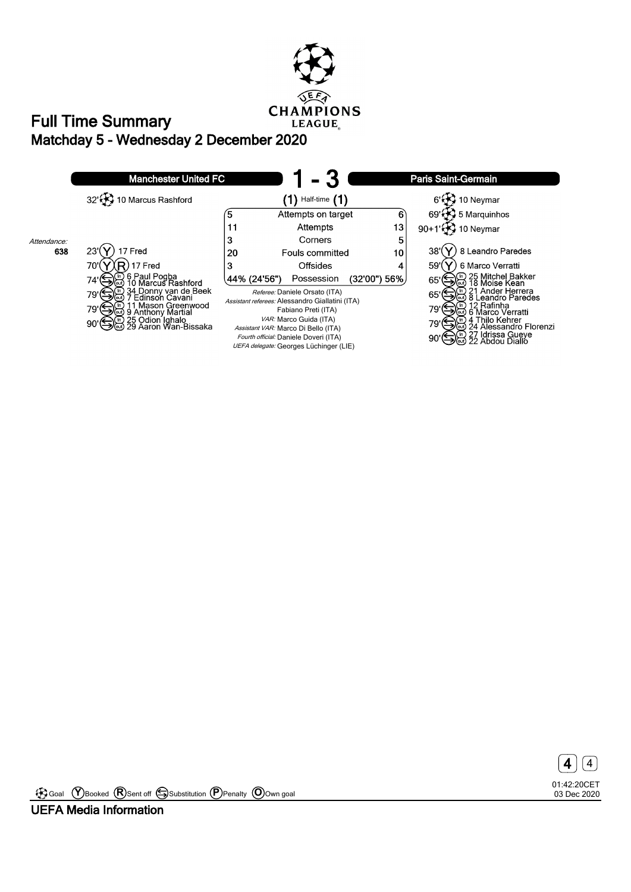# Full Time Summary

## Matchday 5 - Wednesday 2 December 2020

UEFA CHAMPIONS LEAGUE

**Manchester United FC 1 - 3 Paris Saint-Germain**

(1) Half-time (1)

Attendance: **638**

**Manchester United FC**

- 32' Goal 10 Marcus Rashford
- 23' (Y) 17 Fred
- 70' (Y)(R) 17 Fred
- 74' Substitution (in) 6 Paul Pogba (out) 10 Marcus Rashford
- 79' Substitution (in) 34 Donny van de Beek (out) 7 Edinson Cavani
- 79' Substitution (in) 11 Mason Greenwood (out) 9 Anthony Martial
- 90' Substitution (in) 25 Odion Ighalo (out) 29 Aaron Wan-Bissaka

**Paris Saint-Germain**

- 6' Goal 10 Neymar
- 69' Goal 5 Marquinhos
- 90+1' Goal 10 Neymar
- 38' (Y) 8 Leandro Paredes
- 59' (Y) 6 Marco Verratti
- 65' Substitution (in) 25 Mitchel Bakker (out) 18 Moise Kean
- 65' Substitution (in) 21 Ander Herrera (out) 8 Leandro Paredes
- 79' Substitution (in) 12 Rafinha (out) 6 Marco Verratti
- 79' Substitution (in) 4 Thilo Kehrer (out) 24 Alessandro Florenzi
- 90' Substitution (in) 27 Idrissa Gueye (out) 22 Abdou Diallo

| Manchester United FC | | Paris Saint-Germain |
|---|---|---|
| 5 | Attempts on target | 6 |
| 11 | Attempts | 13 |
| 3 | Corners | 5 |
| 20 | Fouls committed | 10 |
| 3 | Offsides | 4 |
| 44% (24'56") | Possession | (32'00") 56% |

*Referee:* Daniele Orsato (ITA)
*Assistant referees:* Alessandro Giallatini (ITA), Fabiano Preti (ITA)
*VAR:* Marco Guida (ITA)
*Assistant VAR:* Marco Di Bello (ITA)
*Fourth official:* Daniele Doveri (ITA)
*UEFA delegate:* Georges Lüchinger (LIE)

Goal (Y) Booked (R) Sent off Substitution (P) Penalty (O) Own goal

01:42:20CET
03 Dec 2020

UEFA Media Information